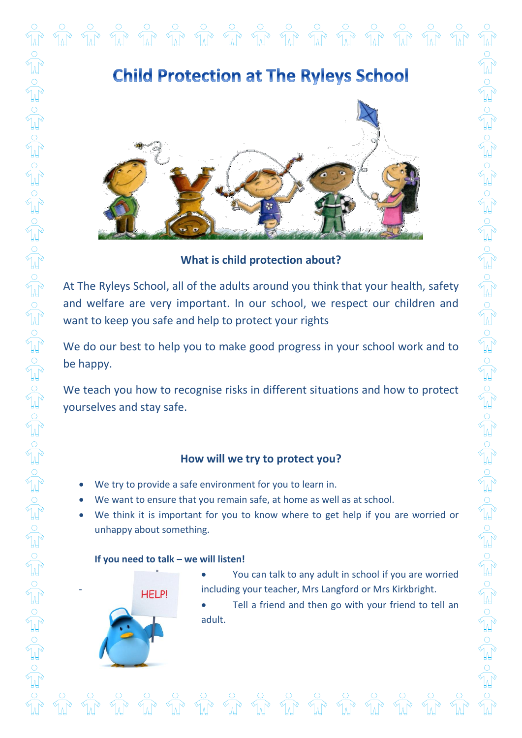# Child Protection at The Ryleys School

## What is child protection about?

At The Ryleys School, all of the adults around you think that your health, safety and welfare are very important. In our school, we respect our children and want to keep you safe and help to protect your rights

We do our best to help you to make good progress in your school work and to be happy.

We teach you how to recognise risks in different situations and how to protect yourselves and stay safe.

## How will we try to protect you?

- We try to provide a safe environment for you to learn in.
- We want to ensure that you remain safe, at home as well as at school.
- We think it is important for you to know where to get help if you are worried or unhappy about something.

**If you need to talk – we will listen!**

- You can talk to any adult in school if you are worried including your teacher, Mrs Langford or Mrs Kirkbright.
- Tell a friend and then go with your friend to tell an adult.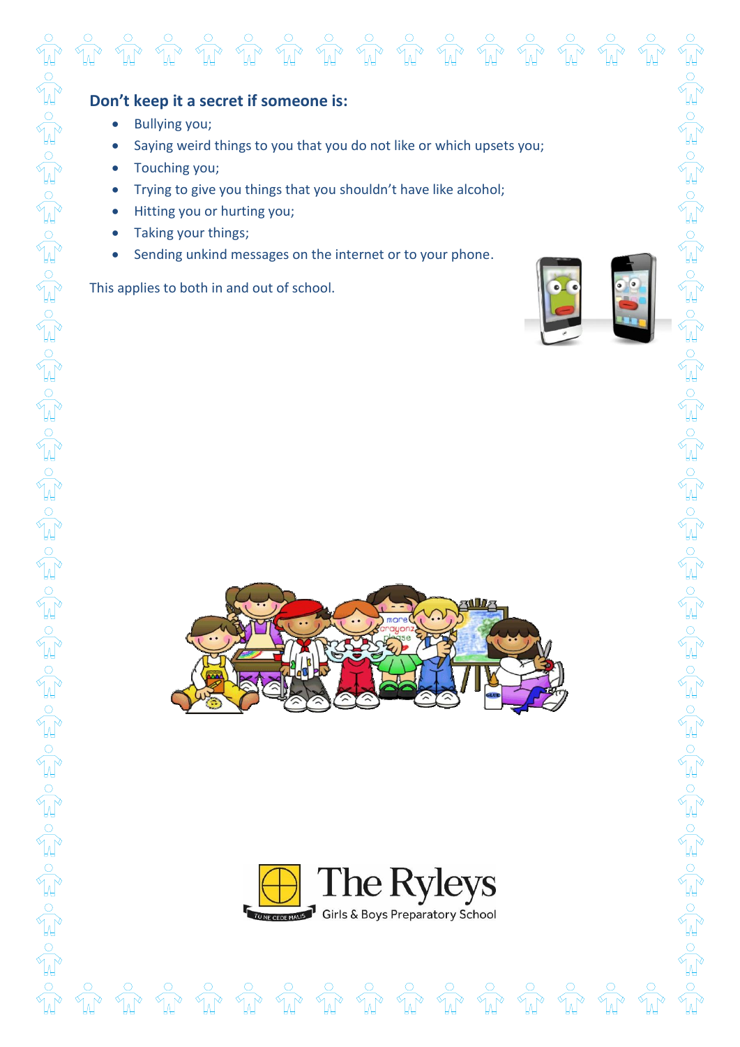## Don’t keep it a secret if someone is:

- Bullying you;
- Saying weird things to you that you do not like or which upsets you;
- Touching you;
- Trying to give you things that you shouldn’t have like alcohol;
- Hitting you or hurting you;
- Taking your things;
- Sending unkind messages on the internet or to your phone.

This applies to both in and out of school.